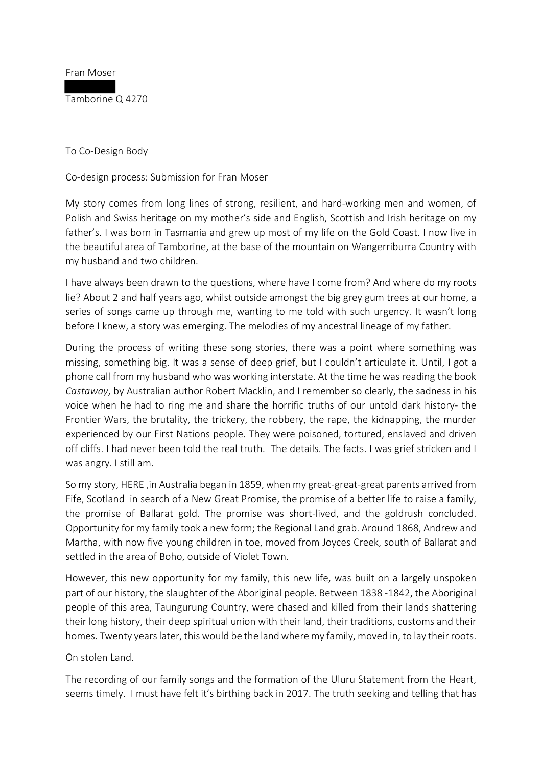Fran Moser

Tamborine Q 4270

To Co-Design Body

Co-design process: Submission for Fran Moser

My story comes from long lines of strong, resilient, and hard-working men and women, of Polish and Swiss heritage on my mother's side and English, Scottish and Irish heritage on my father's. I was born in Tasmania and grew up most of my life on the Gold Coast. I now live in the beautiful area of Tamborine, at the base of the mountain on Wangerriburra Country with my husband and two children.

I have always been drawn to the questions, where have I come from? And where do my roots lie? About 2 and half years ago, whilst outside amongst the big grey gum trees at our home, a series of songs came up through me, wanting to me told with such urgency. It wasn't long before I knew, a story was emerging. The melodies of my ancestral lineage of my father.

During the process of writing these song stories, there was a point where something was missing, something big. It was a sense of deep grief, but I couldn't articulate it. Until, I got a phone call from my husband who was working interstate. At the time he was reading the book *Castaway*, by Australian author Robert Macklin, and I remember so clearly, the sadness in his voice when he had to ring me and share the horrific truths of our untold dark history- the Frontier Wars, the brutality, the trickery, the robbery, the rape, the kidnapping, the murder experienced by our First Nations people. They were poisoned, tortured, enslaved and driven off cliffs. I had never been told the real truth. The details. The facts. I was grief stricken and I was angry. I still am.

So my story, HERE ,in Australia began in 1859, when my great-great-great parents arrived from Fife, Scotland in search of a New Great Promise, the promise of a better life to raise a family, the promise of Ballarat gold. The promise was short-lived, and the goldrush concluded. Opportunity for my family took a new form; the Regional Land grab. Around 1868, Andrew and Martha, with now five young children in toe, moved from Joyces Creek, south of Ballarat and settled in the area of Boho, outside of Violet Town.

However, this new opportunity for my family, this new life, was built on a largely unspoken part of our history, the slaughter of the Aboriginal people. Between 1838 -1842, the Aboriginal people of this area, Taungurung Country, were chased and killed from their lands shattering their long history, their deep spiritual union with their land, their traditions, customs and their homes. Twenty years later, this would be the land where my family, moved in, to lay their roots.

On stolen Land.

The recording of our family songs and the formation of the Uluru Statement from the Heart, seems timely. I must have felt it's birthing back in 2017. The truth seeking and telling that has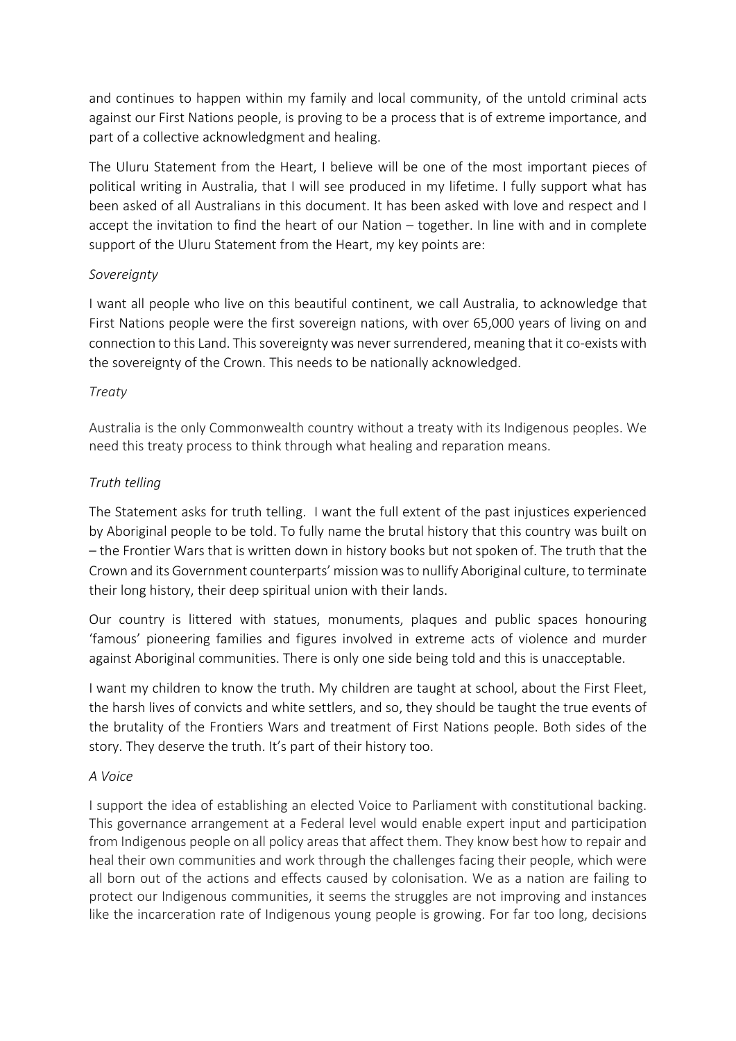and continues to happen within my family and local community, of the untold criminal acts against our First Nations people, is proving to be a process that is of extreme importance, and part of a collective acknowledgment and healing.

The Uluru Statement from the Heart, I believe will be one of the most important pieces of political writing in Australia, that I will see produced in my lifetime. I fully support what has been asked of all Australians in this document. It has been asked with love and respect and I accept the invitation to find the heart of our Nation – together. In line with and in complete support of the Uluru Statement from the Heart, my key points are:

*Sovereignty*

I want all people who live on this beautiful continent, we call Australia, to acknowledge that First Nations people were the first sovereign nations, with over 65,000 years of living on and connection to this Land. This sovereignty was never surrendered, meaning that it co-exists with the sovereignty of the Crown. This needs to be nationally acknowledged.

*Treaty*

Australia is the only Commonwealth country without a treaty with its Indigenous peoples. We need this treaty process to think through what healing and reparation means.

*Truth telling*

The Statement asks for truth telling. I want the full extent of the past injustices experienced by Aboriginal people to be told. To fully name the brutal history that this country was built on – the Frontier Wars that is written down in history books but not spoken of. The truth that the Crown and its Government counterparts' mission was to nullify Aboriginal culture, to terminate their long history, their deep spiritual union with their lands.

Our country is littered with statues, monuments, plaques and public spaces honouring 'famous' pioneering families and figures involved in extreme acts of violence and murder against Aboriginal communities. There is only one side being told and this is unacceptable.

I want my children to know the truth. My children are taught at school, about the First Fleet, the harsh lives of convicts and white settlers, and so, they should be taught the true events of the brutality of the Frontiers Wars and treatment of First Nations people. Both sides of the story. They deserve the truth. It's part of their history too.

*A Voice*

I support the idea of establishing an elected Voice to Parliament with constitutional backing. This governance arrangement at a Federal level would enable expert input and participation from Indigenous people on all policy areas that affect them. They know best how to repair and heal their own communities and work through the challenges facing their people, which were all born out of the actions and effects caused by colonisation. We as a nation are failing to protect our Indigenous communities, it seems the struggles are not improving and instances like the incarceration rate of Indigenous young people is growing. For far too long, decisions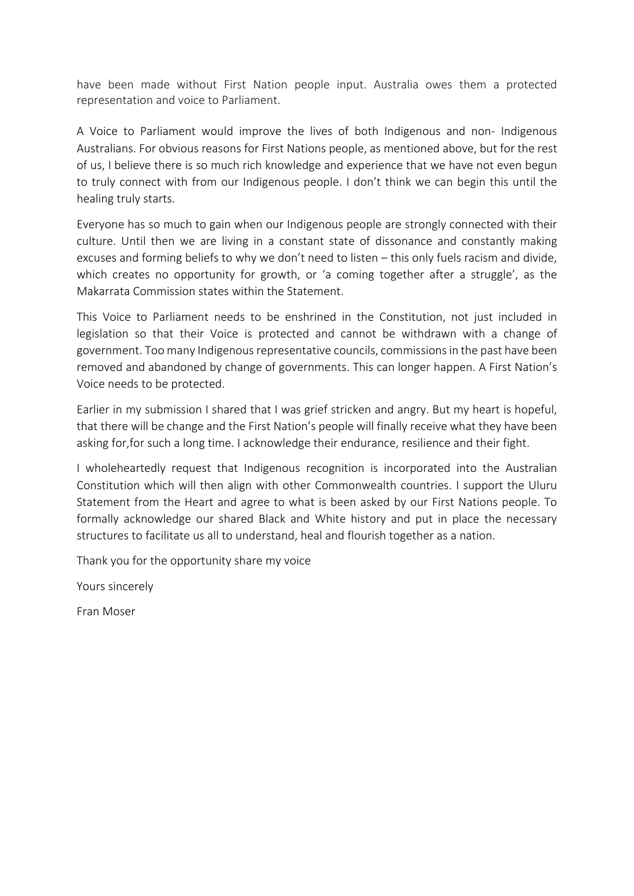have been made without First Nation people input. Australia owes them a protected representation and voice to Parliament.

A Voice to Parliament would improve the lives of both Indigenous and non- Indigenous Australians. For obvious reasons for First Nations people, as mentioned above, but for the rest of us, I believe there is so much rich knowledge and experience that we have not even begun to truly connect with from our Indigenous people. I don't think we can begin this until the healing truly starts.

Everyone has so much to gain when our Indigenous people are strongly connected with their culture. Until then we are living in a constant state of dissonance and constantly making excuses and forming beliefs to why we don't need to listen – this only fuels racism and divide, which creates no opportunity for growth, or 'a coming together after a struggle', as the Makarrata Commission states within the Statement.

This Voice to Parliament needs to be enshrined in the Constitution, not just included in legislation so that their Voice is protected and cannot be withdrawn with a change of government. Too many Indigenous representative councils, commissions in the past have been removed and abandoned by change of governments. This can longer happen. A First Nation's Voice needs to be protected.

Earlier in my submission I shared that I was grief stricken and angry. But my heart is hopeful, that there will be change and the First Nation's people will finally receive what they have been asking for,for such a long time. I acknowledge their endurance, resilience and their fight.

I wholeheartedly request that Indigenous recognition is incorporated into the Australian Constitution which will then align with other Commonwealth countries. I support the Uluru Statement from the Heart and agree to what is been asked by our First Nations people. To formally acknowledge our shared Black and White history and put in place the necessary structures to facilitate us all to understand, heal and flourish together as a nation.

Thank you for the opportunity share my voice

Yours sincerely

Fran Moser